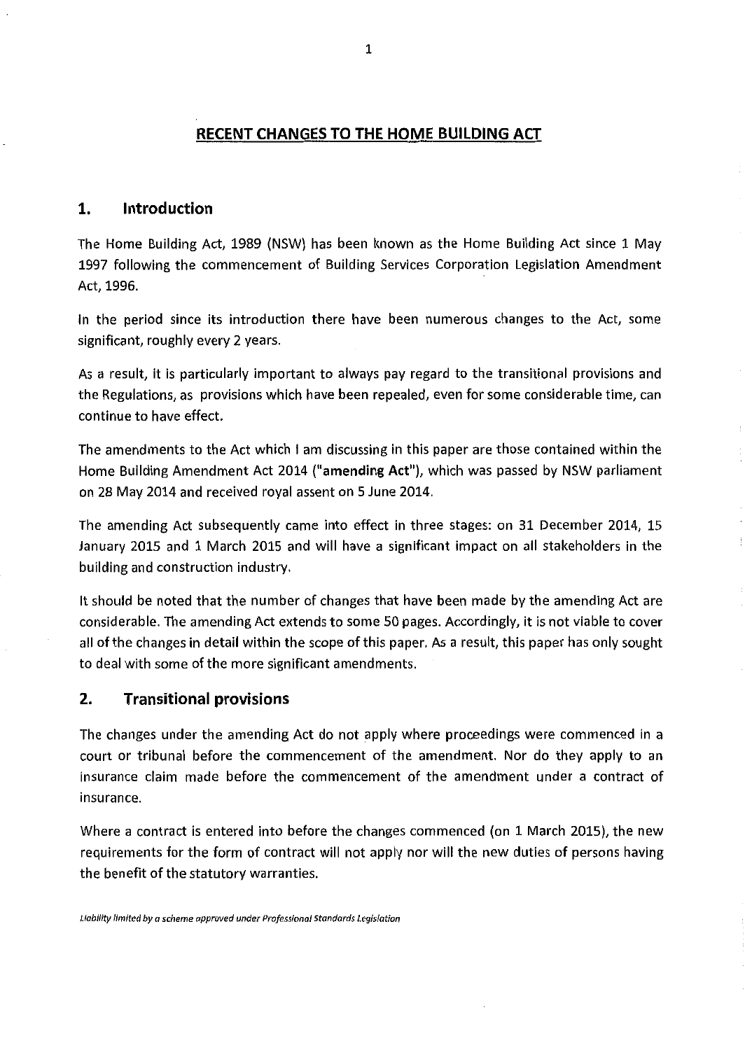# RECENT CHANGES TO THE HOME BUILDING ACT

## 1. Introduction

The Home Building Act, 1989 (NSW) has been known as the Home Building Act since 1 May 1997 following the commencement of Building Services Corporation Legislation Amendment Act, 1996.

In the period since its introduction there have been numerous changes to the Act, some significant, roughly every 2 years.

As a result, it is particularly important to always pay regard to the transitional provisions and the Regulations, as provisions which have been repealed, even for some considerable time, can continue to have effect.

The amendments to the Act which I am discussing in this paper are those contained within the Home Building Amendment Act 2014 ("**amending Act**"), which was passed by NSW parliament on 28 May 2014 and received royal assent on 5 June 2014.

The amending Act subsequently came into effect in three stages: on 31 December 2014, 15 January 2015 and 1 March 2015 and will have a significant impact on all stakeholders in the building and construction industry.

It should be noted that the number of changes that have been made by the amending Act are considerable. The amending Act extends to some 50 pages. Accordingly, it is not viable to cover all of the changes in detail within the scope of this paper. As a result, this paper has only sought to deal with some of the more significant amendments.

## 2. Transitional provisions

The changes under the amending Act do not apply where proceedings were commenced in a court or tribunal before the commencement of the amendment. Nor do they apply to an insurance claim made before the commencement of the amendment under a contract of insurance.

Where a contract is entered into before the changes commenced (on 1 March 2015), the new requirements for the form of contract will not apply nor will the new duties of persons having the benefit of the statutory warranties.

*Liability limited by a scheme approved under Professional Standards Legislation*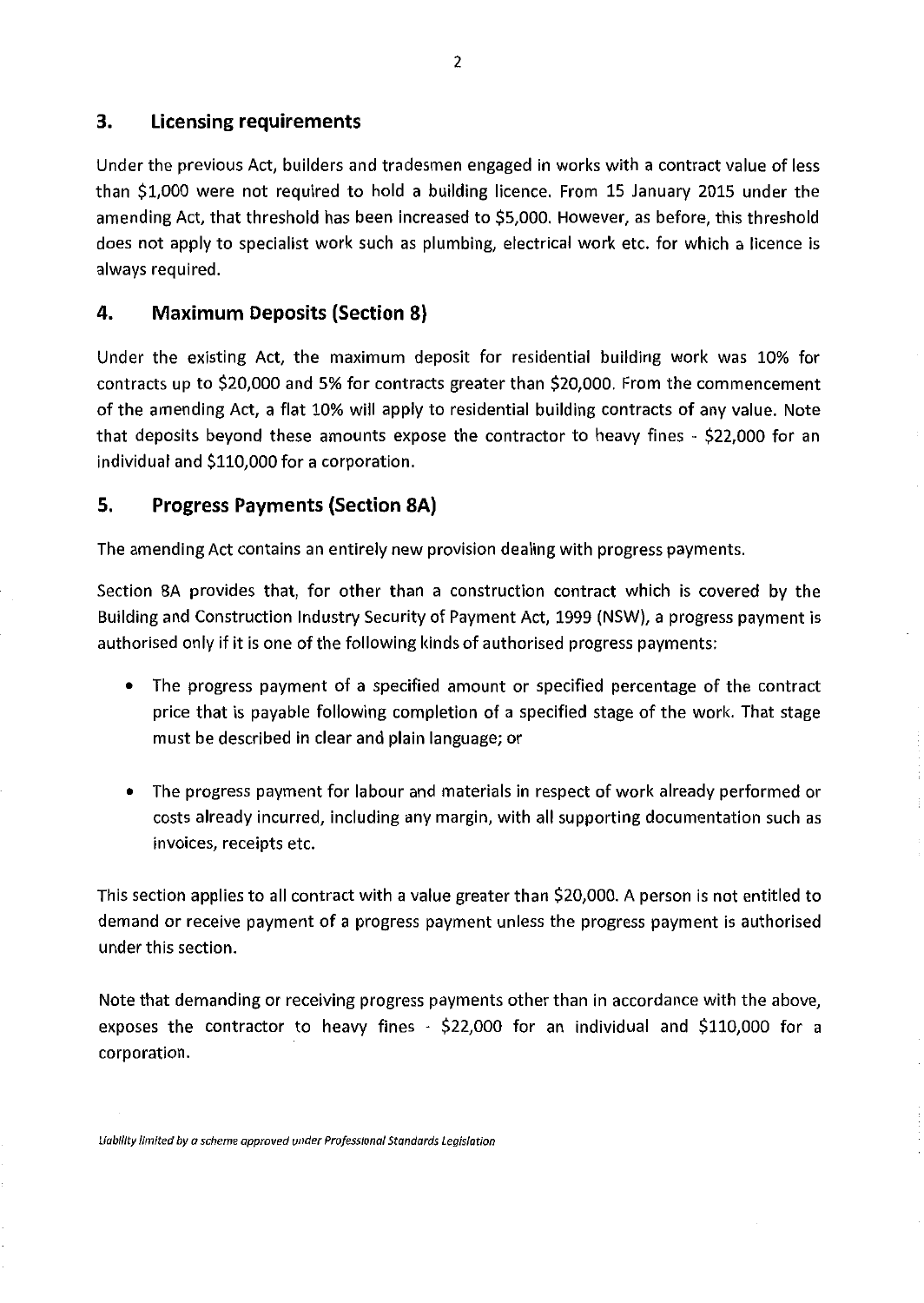## 3. Licensing requirements

Under the previous Act, builders and tradesmen engaged in works with a contract value of less than $1,000 were not required to hold a building licence. From 15 January 2015 under the amending Act, that threshold has been increased to $5,000. However, as before, this threshold does not apply to specialist work such as plumbing, electrical work etc. for which a licence is always required.

## 4. Maximum Deposits (Section 8)

Under the existing Act, the maximum deposit for residential building work was 10% for contracts up to $20,000 and 5% for contracts greater than $20,000. From the commencement of the amending Act, a flat 10% will apply to residential building contracts of any value. Note that deposits beyond these amounts expose the contractor to heavy fines - $22,000 for an individual and $110,000 for a corporation.

## 5. Progress Payments (Section 8A)

The amending Act contains an entirely new provision dealing with progress payments.

Section 8A provides that, for other than a construction contract which is covered by the Building and Construction Industry Security of Payment Act, 1999 (NSW), a progress payment is authorised only if it is one of the following kinds of authorised progress payments:

- The progress payment of a specified amount or specified percentage of the contract price that is payable following completion of a specified stage of the work. That stage must be described in clear and plain language; or

- The progress payment for labour and materials in respect of work already performed or costs already incurred, including any margin, with all supporting documentation such as invoices, receipts etc.

This section applies to all contract with a value greater than $20,000. A person is not entitled to demand or receive payment of a progress payment unless the progress payment is authorised under this section.

Note that demanding or receiving progress payments other than in accordance with the above, exposes the contractor to heavy fines - $22,000 for an individual and $110,000 for a corporation.

*Liability limited by a scheme approved under Professional Standards Legislation*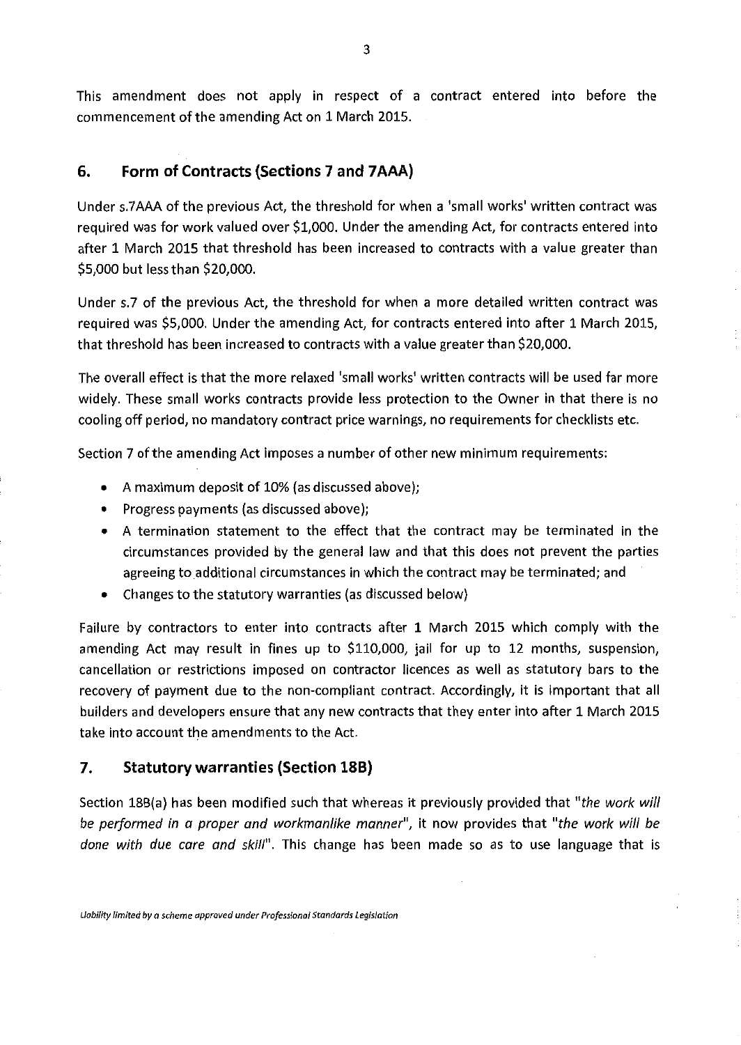This amendment does not apply in respect of a contract entered into before the commencement of the amending Act on 1 March 2015.

## 6. Form of Contracts (Sections 7 and 7AAA)

Under s.7AAA of the previous Act, the threshold for when a 'small works' written contract was required was for work valued over $1,000. Under the amending Act, for contracts entered into after 1 March 2015 that threshold has been increased to contracts with a value greater than $5,000 but less than $20,000.

Under s.7 of the previous Act, the threshold for when a more detailed written contract was required was $5,000. Under the amending Act, for contracts entered into after 1 March 2015, that threshold has been increased to contracts with a value greater than $20,000.

The overall effect is that the more relaxed 'small works' written contracts will be used far more widely. These small works contracts provide less protection to the Owner in that there is no cooling off period, no mandatory contract price warnings, no requirements for checklists etc.

Section 7 of the amending Act imposes a number of other new minimum requirements:

- A maximum deposit of 10% (as discussed above);
- Progress payments (as discussed above);
- A termination statement to the effect that the contract may be terminated in the circumstances provided by the general law and that this does not prevent the parties agreeing to additional circumstances in which the contract may be terminated; and
- Changes to the statutory warranties (as discussed below)

Failure by contractors to enter into contracts after 1 March 2015 which comply with the amending Act may result in fines up to $110,000, jail for up to 12 months, suspension, cancellation or restrictions imposed on contractor licences as well as statutory bars to the recovery of payment due to the non-compliant contract. Accordingly, it is important that all builders and developers ensure that any new contracts that they enter into after 1 March 2015 take into account the amendments to the Act.

## 7. Statutory warranties (Section 18B)

Section 18B(a) has been modified such that whereas it previously provided that "*the work will be performed in a proper and workmanlike manner*", it now provides that "*the work will be done with due care and skill*". This change has been made so as to use language that is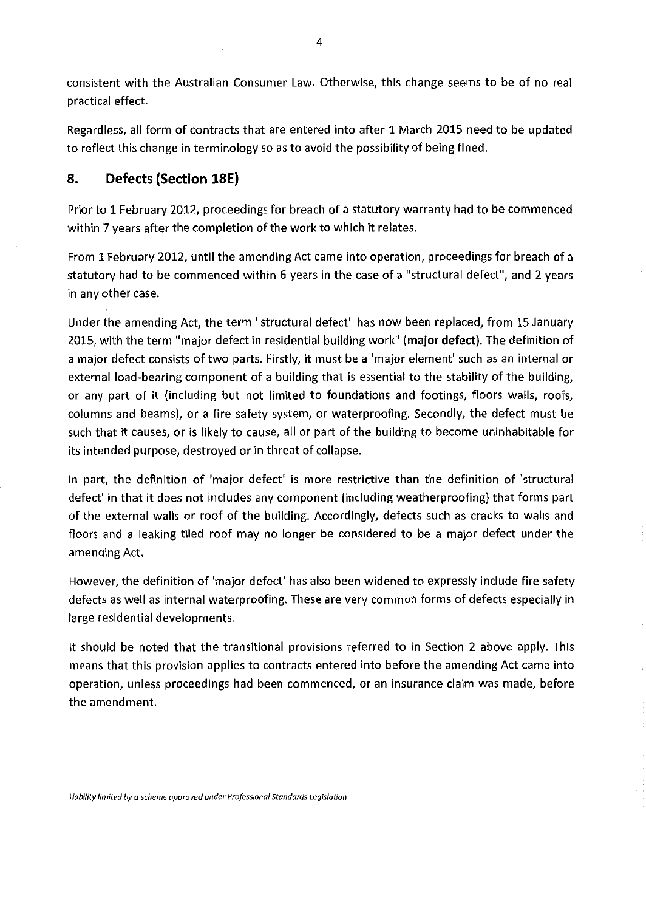consistent with the Australian Consumer Law. Otherwise, this change seems to be of no real practical effect.

Regardless, all form of contracts that are entered into after 1 March 2015 need to be updated to reflect this change in terminology so as to avoid the possibility of being fined.

## 8. Defects (Section 18E)

Prior to 1 February 2012, proceedings for breach of a statutory warranty had to be commenced within 7 years after the completion of the work to which it relates.

From 1 February 2012, until the amending Act came into operation, proceedings for breach of a statutory had to be commenced within 6 years in the case of a "structural defect", and 2 years in any other case.

Under the amending Act, the term "structural defect" has now been replaced, from 15 January 2015, with the term "major defect in residential building work" (**major defect**). The definition of a major defect consists of two parts. Firstly, it must be a 'major element' such as an internal or external load-bearing component of a building that is essential to the stability of the building, or any part of it (including but not limited to foundations and footings, floors walls, roofs, columns and beams), or a fire safety system, or waterproofing. Secondly, the defect must be such that it causes, or is likely to cause, all or part of the building to become uninhabitable for its intended purpose, destroyed or in threat of collapse.

In part, the definition of 'major defect' is more restrictive than the definition of 'structural defect' in that it does not includes any component (including weatherproofing) that forms part of the external walls or roof of the building. Accordingly, defects such as cracks to walls and floors and a leaking tiled roof may no longer be considered to be a major defect under the amending Act.

However, the definition of 'major defect' has also been widened to expressly include fire safety defects as well as internal waterproofing. These are very common forms of defects especially in large residential developments.

It should be noted that the transitional provisions referred to in Section 2 above apply. This means that this provision applies to contracts entered into before the amending Act came into operation, unless proceedings had been commenced, or an insurance claim was made, before the amendment.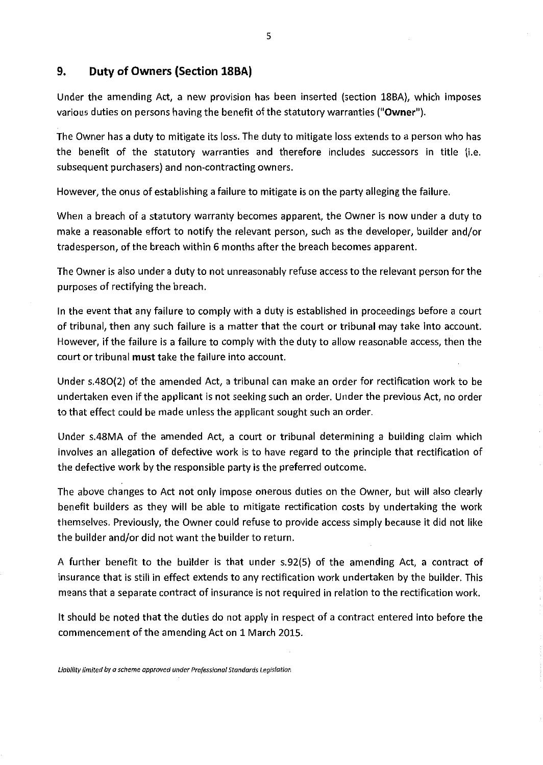## 9. Duty of Owners (Section 18BA)

Under the amending Act, a new provision has been inserted (section 18BA), which imposes various duties on persons having the benefit of the statutory warranties ("**Owner**").

The Owner has a duty to mitigate its loss. The duty to mitigate loss extends to a person who has the benefit of the statutory warranties and therefore includes successors in title (i.e. subsequent purchasers) and non-contracting owners.

However, the onus of establishing a failure to mitigate is on the party alleging the failure.

When a breach of a statutory warranty becomes apparent, the Owner is now under a duty to make a reasonable effort to notify the relevant person, such as the developer, builder and/or tradesperson, of the breach within 6 months after the breach becomes apparent.

The Owner is also under a duty to not unreasonably refuse access to the relevant person for the purposes of rectifying the breach.

In the event that any failure to comply with a duty is established in proceedings before a court of tribunal, then any such failure is a matter that the court or tribunal may take into account. However, if the failure is a failure to comply with the duty to allow reasonable access, then the court or tribunal **must** take the failure into account.

Under s.48O(2) of the amended Act, a tribunal can make an order for rectification work to be undertaken even if the applicant is not seeking such an order. Under the previous Act, no order to that effect could be made unless the applicant sought such an order.

Under s.48MA of the amended Act, a court or tribunal determining a building claim which involves an allegation of defective work is to have regard to the principle that rectification of the defective work by the responsible party is the preferred outcome.

The above changes to Act not only impose onerous duties on the Owner, but will also clearly benefit builders as they will be able to mitigate rectification costs by undertaking the work themselves. Previously, the Owner could refuse to provide access simply because it did not like the builder and/or did not want the builder to return.

A further benefit to the builder is that under s.92(5) of the amending Act, a contract of insurance that is still in effect extends to any rectification work undertaken by the builder. This means that a separate contract of insurance is not required in relation to the rectification work.

It should be noted that the duties do not apply in respect of a contract entered into before the commencement of the amending Act on 1 March 2015.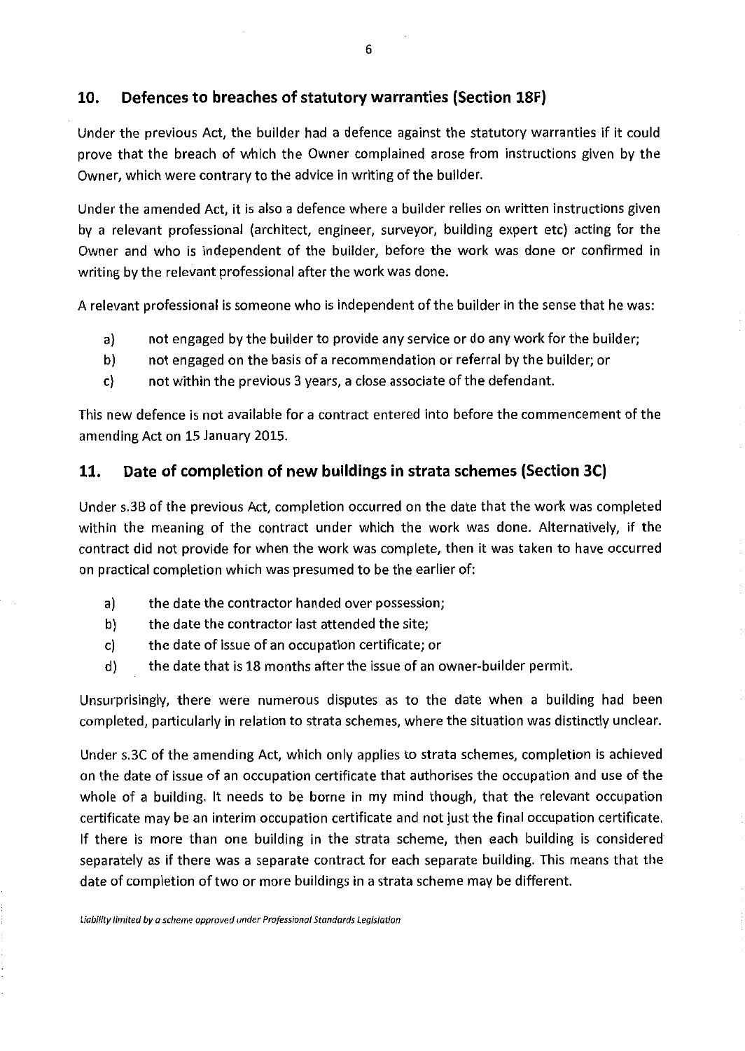## 10. Defences to breaches of statutory warranties (Section 18F)

Under the previous Act, the builder had a defence against the statutory warranties if it could prove that the breach of which the Owner complained arose from instructions given by the Owner, which were contrary to the advice in writing of the builder.

Under the amended Act, it is also a defence where a builder relies on written instructions given by a relevant professional (architect, engineer, surveyor, building expert etc) acting for the Owner and who is independent of the builder, before the work was done or confirmed in writing by the relevant professional after the work was done.

A relevant professional is someone who is independent of the builder in the sense that he was:

a) not engaged by the builder to provide any service or do any work for the builder;
b) not engaged on the basis of a recommendation or referral by the builder; or
c) not within the previous 3 years, a close associate of the defendant.

This new defence is not available for a contract entered into before the commencement of the amending Act on 15 January 2015.

## 11. Date of completion of new buildings in strata schemes (Section 3C)

Under s.3B of the previous Act, completion occurred on the date that the work was completed within the meaning of the contract under which the work was done. Alternatively, if the contract did not provide for when the work was complete, then it was taken to have occurred on practical completion which was presumed to be the earlier of:

a) the date the contractor handed over possession;
b) the date the contractor last attended the site;
c) the date of issue of an occupation certificate; or
d) the date that is 18 months after the issue of an owner-builder permit.

Unsurprisingly, there were numerous disputes as to the date when a building had been completed, particularly in relation to strata schemes, where the situation was distinctly unclear.

Under s.3C of the amending Act, which only applies to strata schemes, completion is achieved on the date of issue of an occupation certificate that authorises the occupation and use of the whole of a building. It needs to be borne in my mind though, that the relevant occupation certificate may be an interim occupation certificate and not just the final occupation certificate. If there is more than one building in the strata scheme, then each building is considered separately as if there was a separate contract for each separate building. This means that the date of completion of two or more buildings in a strata scheme may be different.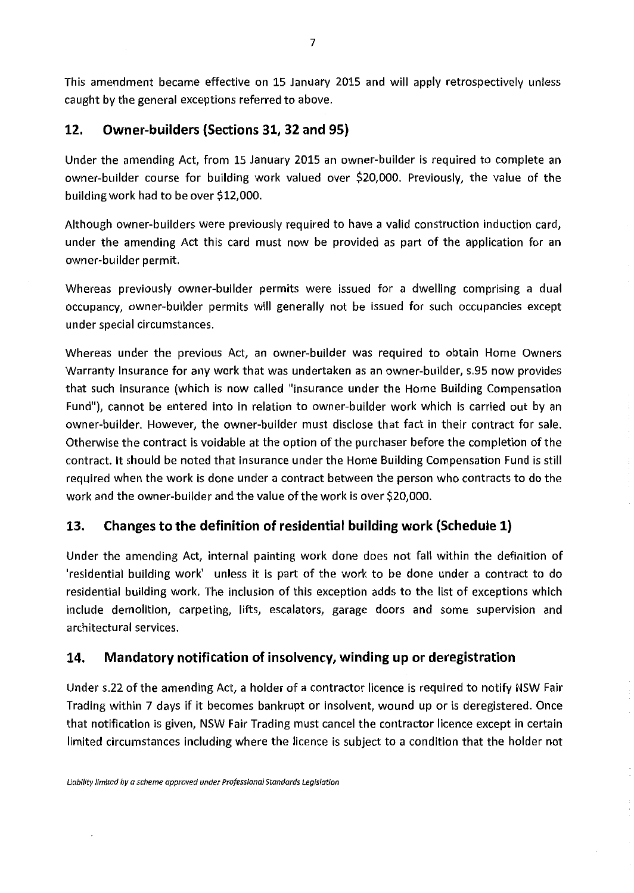This amendment became effective on 15 January 2015 and will apply retrospectively unless caught by the general exceptions referred to above.

## 12. Owner-builders (Sections 31, 32 and 95)

Under the amending Act, from 15 January 2015 an owner-builder is required to complete an owner-builder course for building work valued over $20,000. Previously, the value of the building work had to be over $12,000.

Although owner-builders were previously required to have a valid construction induction card, under the amending Act this card must now be provided as part of the application for an owner-builder permit.

Whereas previously owner-builder permits were issued for a dwelling comprising a dual occupancy, owner-builder permits will generally not be issued for such occupancies except under special circumstances.

Whereas under the previous Act, an owner-builder was required to obtain Home Owners Warranty Insurance for any work that was undertaken as an owner-builder, s.95 now provides that such insurance (which is now called "insurance under the Home Building Compensation Fund"), cannot be entered into in relation to owner-builder work which is carried out by an owner-builder. However, the owner-builder must disclose that fact in their contract for sale. Otherwise the contract is voidable at the option of the purchaser before the completion of the contract. It should be noted that insurance under the Home Building Compensation Fund is still required when the work is done under a contract between the person who contracts to do the work and the owner-builder and the value of the work is over $20,000.

## 13. Changes to the definition of residential building work (Schedule 1)

Under the amending Act, internal painting work done does not fall within the definition of 'residential building work' unless it is part of the work to be done under a contract to do residential building work. The inclusion of this exception adds to the list of exceptions which include demolition, carpeting, lifts, escalators, garage doors and some supervision and architectural services.

## 14. Mandatory notification of insolvency, winding up or deregistration

Under s.22 of the amending Act, a holder of a contractor licence is required to notify NSW Fair Trading within 7 days if it becomes bankrupt or insolvent, wound up or is deregistered. Once that notification is given, NSW Fair Trading must cancel the contractor licence except in certain limited circumstances including where the licence is subject to a condition that the holder not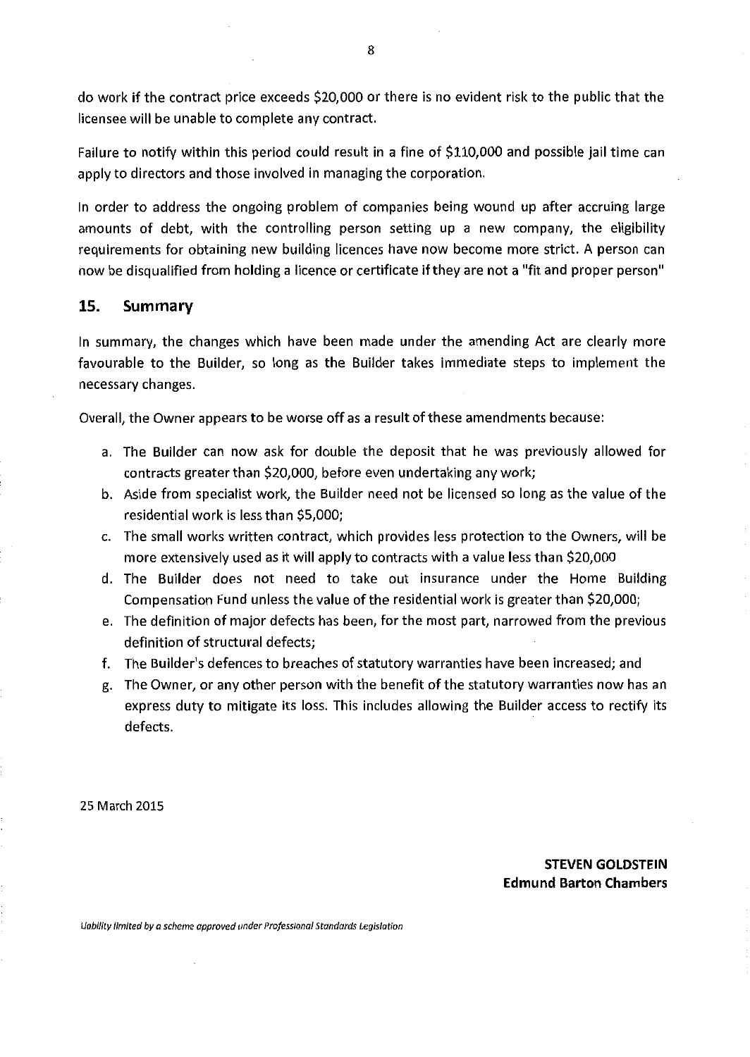do work if the contract price exceeds $20,000 or there is no evident risk to the public that the licensee will be unable to complete any contract.

Failure to notify within this period could result in a fine of $110,000 and possible jail time can apply to directors and those involved in managing the corporation.

In order to address the ongoing problem of companies being wound up after accruing large amounts of debt, with the controlling person setting up a new company, the eligibility requirements for obtaining new building licences have now become more strict. A person can now be disqualified from holding a licence or certificate if they are not a "fit and proper person"

## 15. Summary

In summary, the changes which have been made under the amending Act are clearly more favourable to the Builder, so long as the Builder takes immediate steps to implement the necessary changes.

Overall, the Owner appears to be worse off as a result of these amendments because:

a. The Builder can now ask for double the deposit that he was previously allowed for contracts greater than $20,000, before even undertaking any work;
b. Aside from specialist work, the Builder need not be licensed so long as the value of the residential work is less than $5,000;
c. The small works written contract, which provides less protection to the Owners, will be more extensively used as it will apply to contracts with a value less than $20,000
d. The Builder does not need to take out insurance under the Home Building Compensation Fund unless the value of the residential work is greater than $20,000;
e. The definition of major defects has been, for the most part, narrowed from the previous definition of structural defects;
f. The Builder's defences to breaches of statutory warranties have been increased; and
g. The Owner, or any other person with the benefit of the statutory warranties now has an express duty to mitigate its loss. This includes allowing the Builder access to rectify its defects.

25 March 2015

**STEVEN GOLDSTEIN**
**Edmund Barton Chambers**

*Liability limited by a scheme approved under Professional Standards Legislation*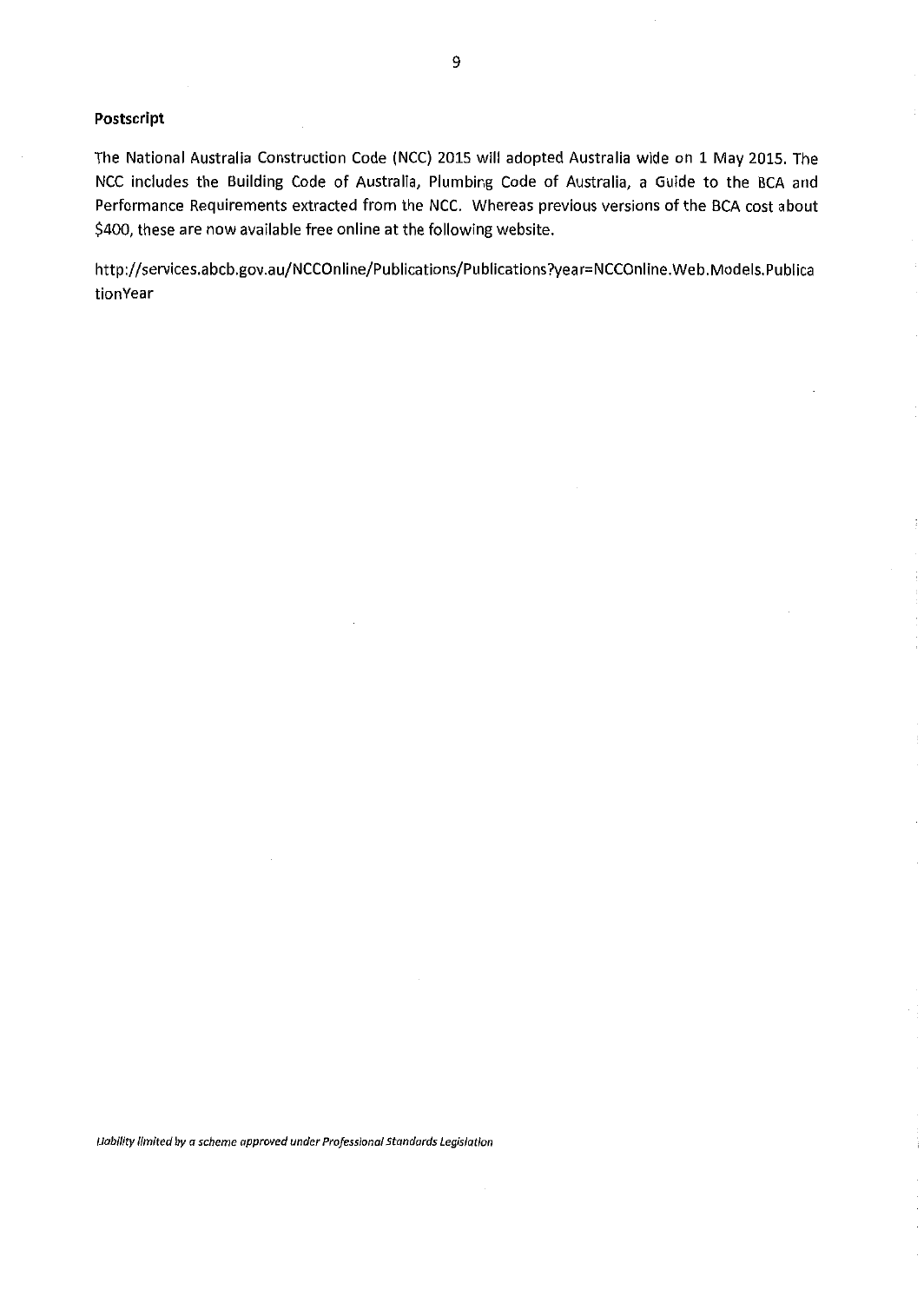**Postscript**

The National Australia Construction Code (NCC) 2015 will adopted Australia wide on 1 May 2015. The NCC includes the Building Code of Australia, Plumbing Code of Australia, a Guide to the BCA and Performance Requirements extracted from the NCC. Whereas previous versions of the BCA cost about $400, these are now available free online at the following website.

http://services.abcb.gov.au/NCCOnline/Publications/Publications?year=NCCOnline.Web.Models.PublicationYear

*Liability limited by a scheme approved under Professional Standards Legislation*